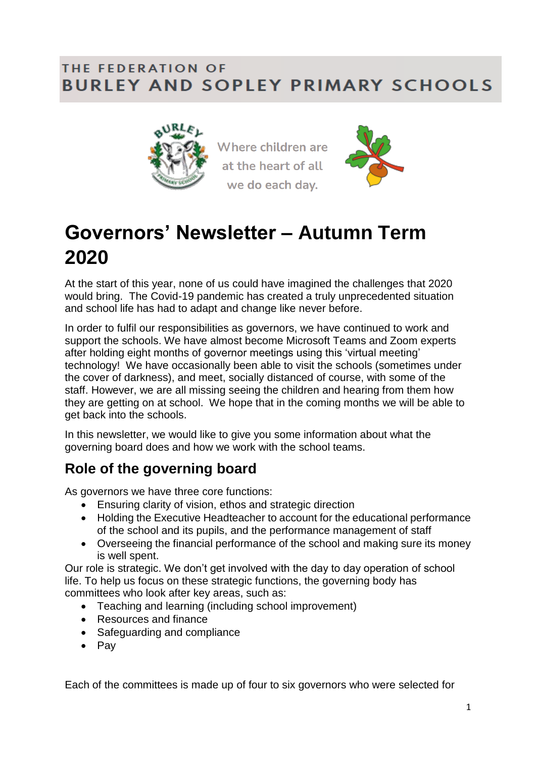THE FEDERATION OF
BURLEY AND SOPLEY PRIMARY SCHOOLS

Where children are at the heart of all we do each day.

# Governors' Newsletter – Autumn Term 2020

At the start of this year, none of us could have imagined the challenges that 2020 would bring. The Covid-19 pandemic has created a truly unprecedented situation and school life has had to adapt and change like never before.

In order to fulfil our responsibilities as governors, we have continued to work and support the schools. We have almost become Microsoft Teams and Zoom experts after holding eight months of governor meetings using this 'virtual meeting' technology! We have occasionally been able to visit the schools (sometimes under the cover of darkness), and meet, socially distanced of course, with some of the staff. However, we are all missing seeing the children and hearing from them how they are getting on at school. We hope that in the coming months we will be able to get back into the schools.

In this newsletter, we would like to give you some information about what the governing board does and how we work with the school teams.

## Role of the governing board

As governors we have three core functions:

- Ensuring clarity of vision, ethos and strategic direction
- Holding the Executive Headteacher to account for the educational performance of the school and its pupils, and the performance management of staff
- Overseeing the financial performance of the school and making sure its money is well spent.

Our role is strategic. We don't get involved with the day to day operation of school life. To help us focus on these strategic functions, the governing body has committees who look after key areas, such as:

- Teaching and learning (including school improvement)
- Resources and finance
- Safeguarding and compliance
- Pay

Each of the committees is made up of four to six governors who were selected for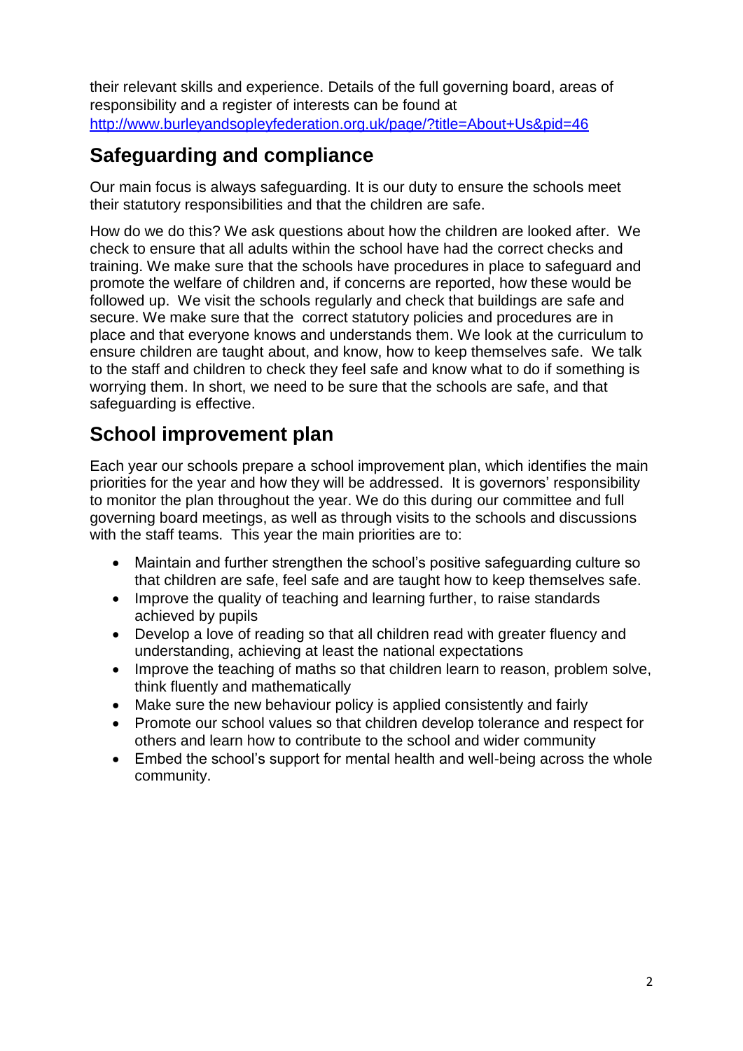their relevant skills and experience. Details of the full governing board, areas of responsibility and a register of interests can be found at http://www.burleyandsopleyfederation.org.uk/page/?title=About+Us&pid=46

## Safeguarding and compliance

Our main focus is always safeguarding. It is our duty to ensure the schools meet their statutory responsibilities and that the children are safe.

How do we do this? We ask questions about how the children are looked after. We check to ensure that all adults within the school have had the correct checks and training. We make sure that the schools have procedures in place to safeguard and promote the welfare of children and, if concerns are reported, how these would be followed up. We visit the schools regularly and check that buildings are safe and secure. We make sure that the correct statutory policies and procedures are in place and that everyone knows and understands them. We look at the curriculum to ensure children are taught about, and know, how to keep themselves safe. We talk to the staff and children to check they feel safe and know what to do if something is worrying them. In short, we need to be sure that the schools are safe, and that safeguarding is effective.

## School improvement plan

Each year our schools prepare a school improvement plan, which identifies the main priorities for the year and how they will be addressed. It is governors' responsibility to monitor the plan throughout the year. We do this during our committee and full governing board meetings, as well as through visits to the schools and discussions with the staff teams. This year the main priorities are to:

- Maintain and further strengthen the school's positive safeguarding culture so that children are safe, feel safe and are taught how to keep themselves safe.
- Improve the quality of teaching and learning further, to raise standards achieved by pupils
- Develop a love of reading so that all children read with greater fluency and understanding, achieving at least the national expectations
- Improve the teaching of maths so that children learn to reason, problem solve, think fluently and mathematically
- Make sure the new behaviour policy is applied consistently and fairly
- Promote our school values so that children develop tolerance and respect for others and learn how to contribute to the school and wider community
- Embed the school's support for mental health and well-being across the whole community.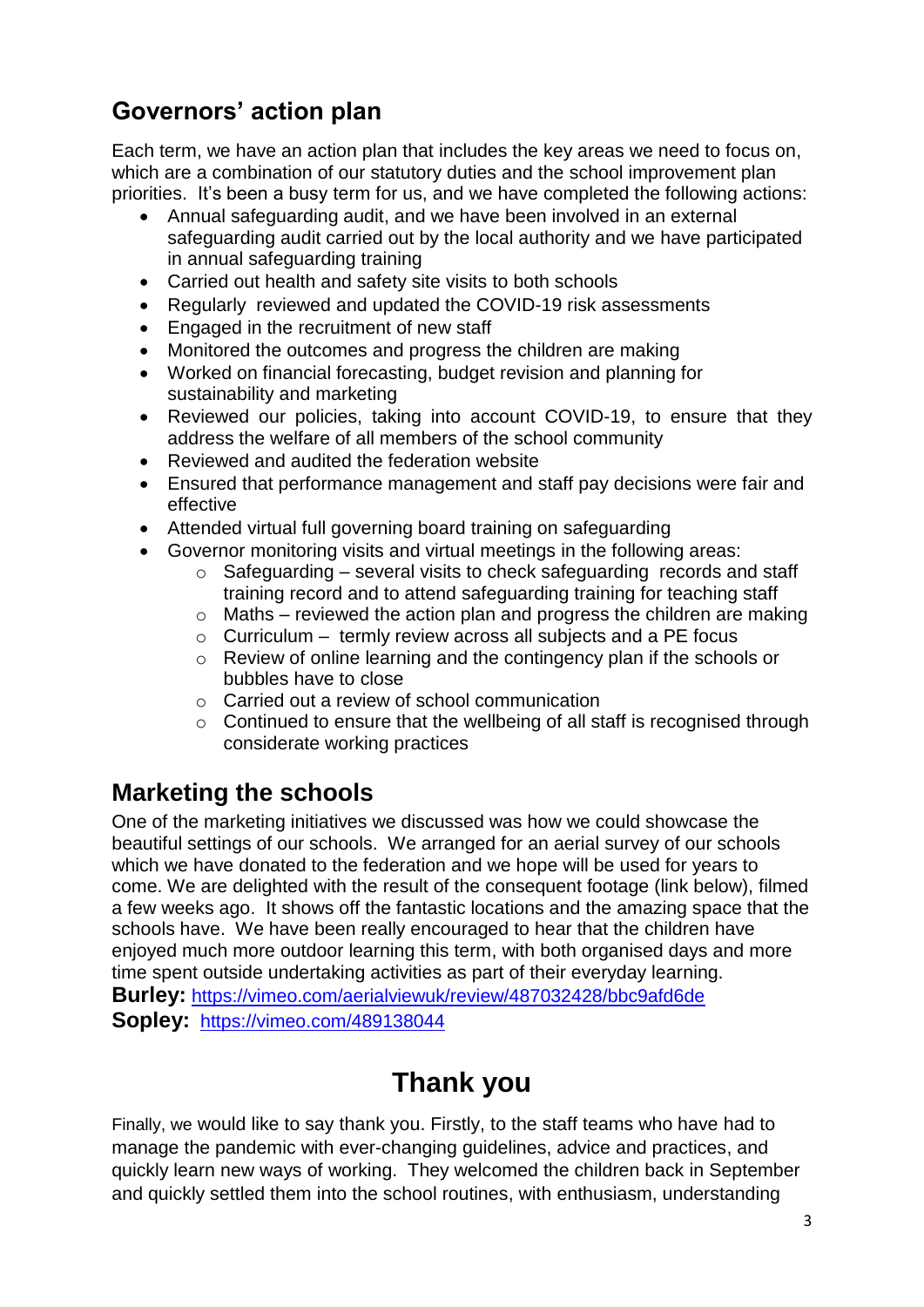## Governors' action plan

Each term, we have an action plan that includes the key areas we need to focus on, which are a combination of our statutory duties and the school improvement plan priorities. It's been a busy term for us, and we have completed the following actions:

- Annual safeguarding audit, and we have been involved in an external safeguarding audit carried out by the local authority and we have participated in annual safeguarding training
- Carried out health and safety site visits to both schools
- Regularly reviewed and updated the COVID-19 risk assessments
- Engaged in the recruitment of new staff
- Monitored the outcomes and progress the children are making
- Worked on financial forecasting, budget revision and planning for sustainability and marketing
- Reviewed our policies, taking into account COVID-19, to ensure that they address the welfare of all members of the school community
- Reviewed and audited the federation website
- Ensured that performance management and staff pay decisions were fair and effective
- Attended virtual full governing board training on safeguarding
- Governor monitoring visits and virtual meetings in the following areas:
  - Safeguarding – several visits to check safeguarding records and staff training record and to attend safeguarding training for teaching staff
  - Maths – reviewed the action plan and progress the children are making
  - Curriculum – termly review across all subjects and a PE focus
  - Review of online learning and the contingency plan if the schools or bubbles have to close
  - Carried out a review of school communication
  - Continued to ensure that the wellbeing of all staff is recognised through considerate working practices

## Marketing the schools

One of the marketing initiatives we discussed was how we could showcase the beautiful settings of our schools. We arranged for an aerial survey of our schools which we have donated to the federation and we hope will be used for years to come. We are delighted with the result of the consequent footage (link below), filmed a few weeks ago. It shows off the fantastic locations and the amazing space that the schools have. We have been really encouraged to hear that the children have enjoyed much more outdoor learning this term, with both organised days and more time spent outside undertaking activities as part of their everyday learning.

**Burley:** https://vimeo.com/aerialviewuk/review/487032428/bbc9afd6de

**Sopley:** https://vimeo.com/489138044

# Thank you

Finally, we would like to say thank you. Firstly, to the staff teams who have had to manage the pandemic with ever-changing guidelines, advice and practices, and quickly learn new ways of working. They welcomed the children back in September and quickly settled them into the school routines, with enthusiasm, understanding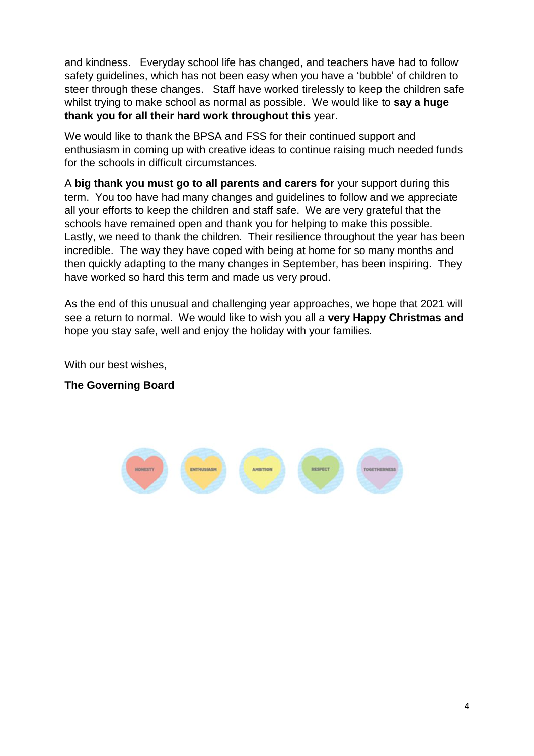and kindness. Everyday school life has changed, and teachers have had to follow safety guidelines, which has not been easy when you have a 'bubble' of children to steer through these changes. Staff have worked tirelessly to keep the children safe whilst trying to make school as normal as possible. We would like to **say a huge thank you for all their hard work throughout this** year.

We would like to thank the BPSA and FSS for their continued support and enthusiasm in coming up with creative ideas to continue raising much needed funds for the schools in difficult circumstances.

A **big thank you must go to all parents and carers for** your support during this term. You too have had many changes and guidelines to follow and we appreciate all your efforts to keep the children and staff safe. We are very grateful that the schools have remained open and thank you for helping to make this possible. Lastly, we need to thank the children. Their resilience throughout the year has been incredible. The way they have coped with being at home for so many months and then quickly adapting to the many changes in September, has been inspiring. They have worked so hard this term and made us very proud.

As the end of this unusual and challenging year approaches, we hope that 2021 will see a return to normal. We would like to wish you all a **very Happy Christmas and** hope you stay safe, well and enjoy the holiday with your families.

With our best wishes,

**The Governing Board**

HONESTY ENTHUSIASM AMBITION RESPECT TOGETHERNESS